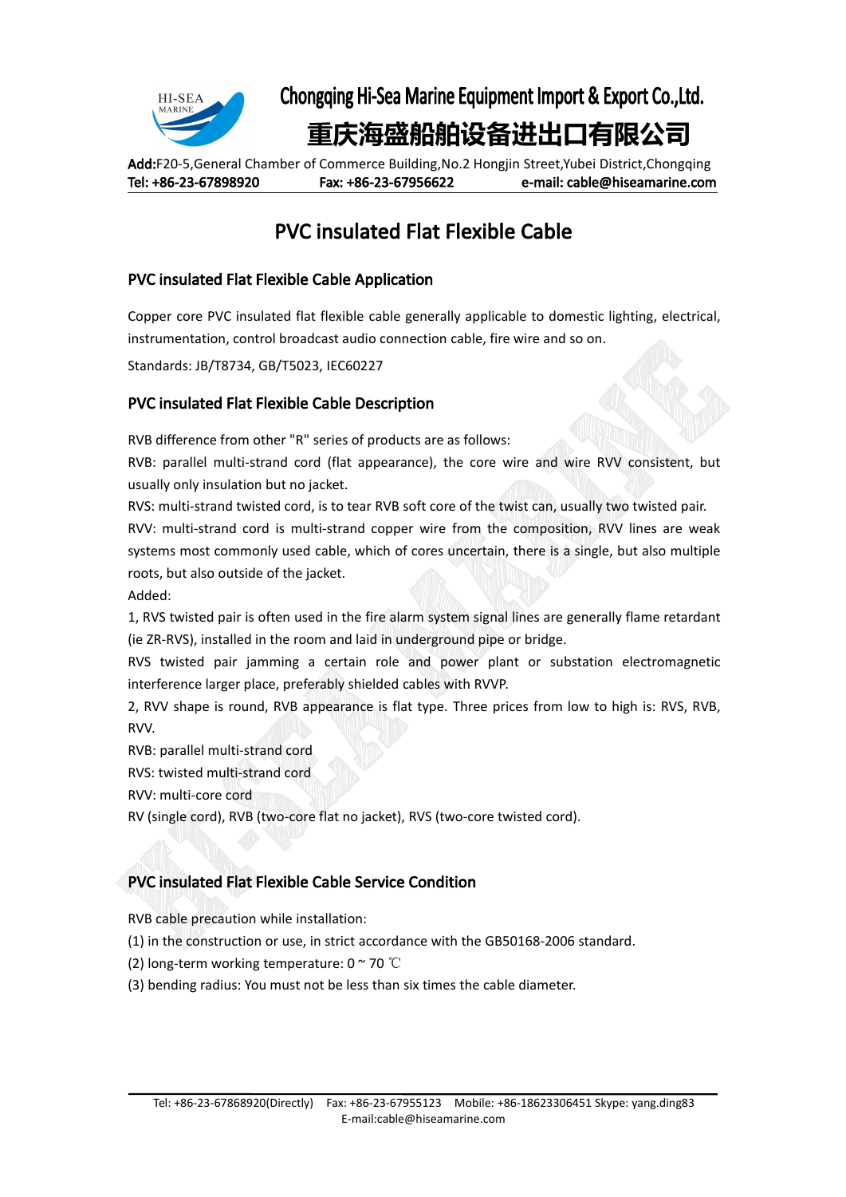Chongqing Hi-Sea Marine Equipment Import & Export Co.,Ltd.

重庆海盛船舶设备进出口有限公司

**Add:**F20-5,General Chamber of Commerce Building,No.2 Hongjin Street,Yubei District,Chongqing
Tel: +86-23-67898920　　Fax: +86-23-67956622　　e-mail: cable@hiseamarine.com

# PVC insulated Flat Flexible Cable

## PVC insulated Flat Flexible Cable Application

Copper core PVC insulated flat flexible cable generally applicable to domestic lighting, electrical, instrumentation, control broadcast audio connection cable, fire wire and so on.

Standards: JB/T8734, GB/T5023, IEC60227

## PVC insulated Flat Flexible Cable Description

RVB difference from other "R" series of products are as follows:
RVB: parallel multi-strand cord (flat appearance), the core wire and wire RVV consistent, but usually only insulation but no jacket.
RVS: multi-strand twisted cord, is to tear RVB soft core of the twist can, usually two twisted pair.
RVV: multi-strand cord is multi-strand copper wire from the composition, RVV lines are weak systems most commonly used cable, which of cores uncertain, there is a single, but also multiple roots, but also outside of the jacket.
Added:
1, RVS twisted pair is often used in the fire alarm system signal lines are generally flame retardant (ie ZR-RVS), installed in the room and laid in underground pipe or bridge.
RVS twisted pair jamming a certain role and power plant or substation electromagnetic interference larger place, preferably shielded cables with RVVP.
2, RVV shape is round, RVB appearance is flat type. Three prices from low to high is: RVS, RVB, RVV.
RVB: parallel multi-strand cord
RVS: twisted multi-strand cord
RVV: multi-core cord
RV (single cord), RVB (two-core flat no jacket), RVS (two-core twisted cord).

## PVC insulated Flat Flexible Cable Service Condition

RVB cable precaution while installation:
(1) in the construction or use, in strict accordance with the GB50168-2006 standard.
(2) long-term working temperature: 0 ~ 70 ℃
(3) bending radius: You must not be less than six times the cable diameter.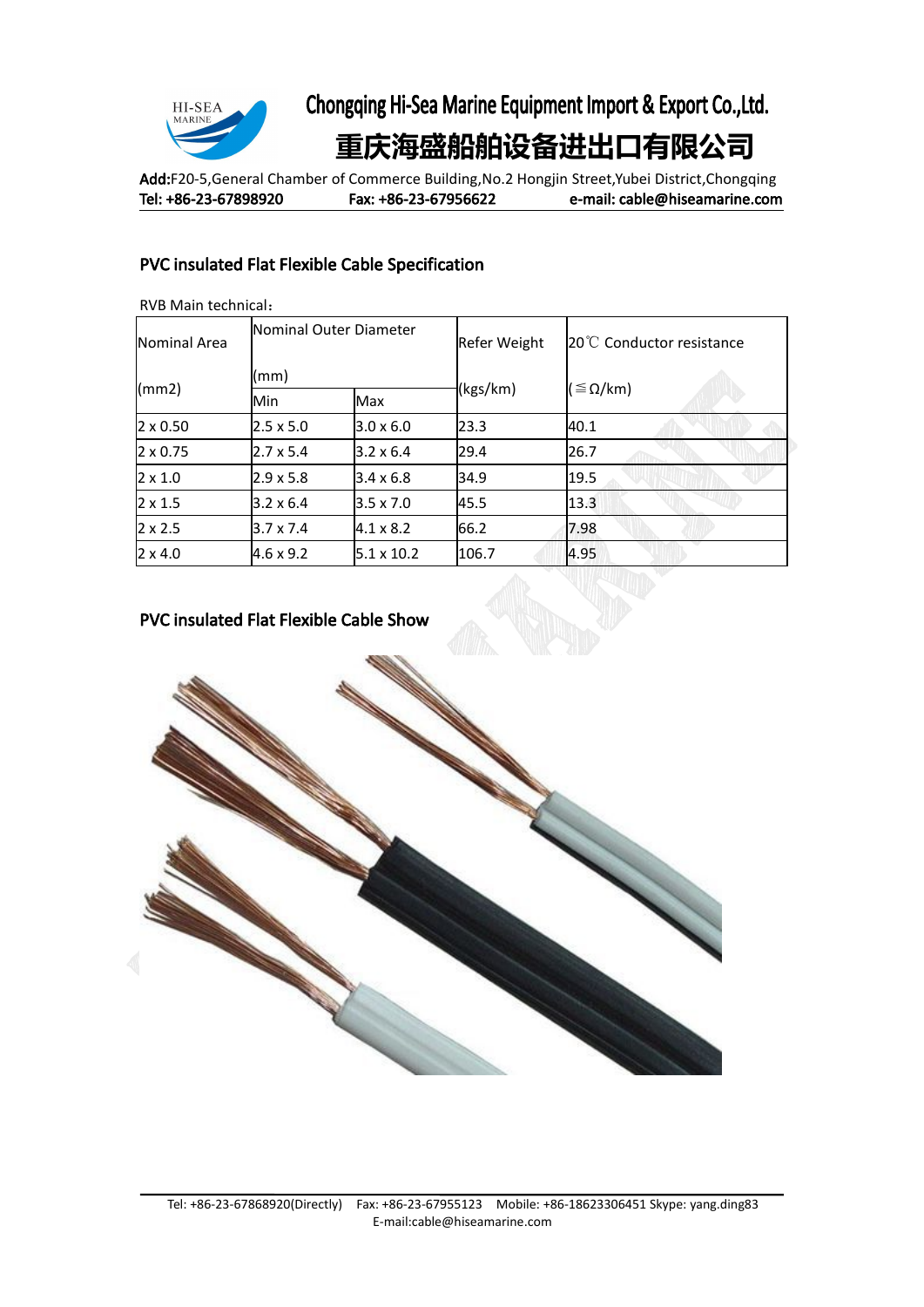Chongqing Hi-Sea Marine Equipment Import & Export Co.,Ltd.

重庆海盛船舶设备进出口有限公司

**Add:**F20-5,General Chamber of Commerce Building,No.2 Hongjin Street,Yubei District,Chongqing

**Tel: +86-23-67898920** **Fax: +86-23-67956622** **e-mail: cable@hiseamarine.com**

## PVC insulated Flat Flexible Cable Specification

RVB Main technical：

| Nominal Area (mm2) | Nominal Outer Diameter (mm) | | Refer Weight (kgs/km) | 20℃ Conductor resistance (≦Ω/km) |
|---|---|---|---|---|
| | Min | Max | | |
| 2 x 0.50 | 2.5 x 5.0 | 3.0 x 6.0 | 23.3 | 40.1 |
| 2 x 0.75 | 2.7 x 5.4 | 3.2 x 6.4 | 29.4 | 26.7 |
| 2 x 1.0 | 2.9 x 5.8 | 3.4 x 6.8 | 34.9 | 19.5 |
| 2 x 1.5 | 3.2 x 6.4 | 3.5 x 7.0 | 45.5 | 13.3 |
| 2 x 2.5 | 3.7 x 7.4 | 4.1 x 8.2 | 66.2 | 7.98 |
| 2 x 4.0 | 4.6 x 9.2 | 5.1 x 10.2 | 106.7 | 4.95 |

## PVC insulated Flat Flexible Cable Show

Tel: +86-23-67868920(Directly) Fax: +86-23-67955123 Mobile: +86-18623306451 Skype: yang.ding83
E-mail:cable@hiseamarine.com